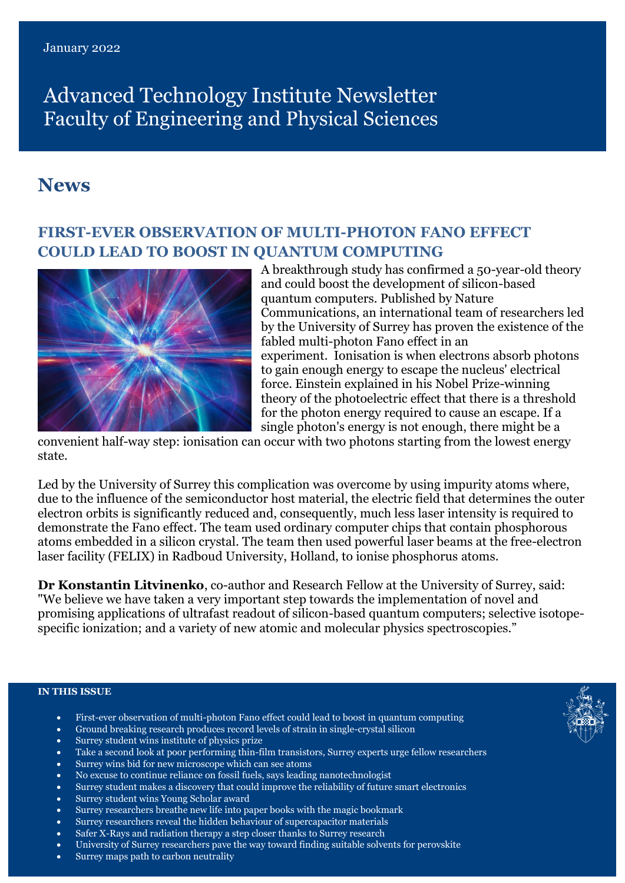January 2022

# Advanced Technology Institute Newsletter
# Faculty of Engineering and Physical Sciences

## News

### FIRST-EVER OBSERVATION OF MULTI-PHOTON FANO EFFECT COULD LEAD TO BOOST IN QUANTUM COMPUTING

A breakthrough study has confirmed a 50-year-old theory and could boost the development of silicon-based quantum computers. Published by Nature Communications, an international team of researchers led by the University of Surrey has proven the existence of the fabled multi-photon Fano effect in an experiment. Ionisation is when electrons absorb photons to gain enough energy to escape the nucleus' electrical force. Einstein explained in his Nobel Prize-winning theory of the photoelectric effect that there is a threshold for the photon energy required to cause an escape. If a single photon's energy is not enough, there might be a convenient half-way step: ionisation can occur with two photons starting from the lowest energy state.

Led by the University of Surrey this complication was overcome by using impurity atoms where, due to the influence of the semiconductor host material, the electric field that determines the outer electron orbits is significantly reduced and, consequently, much less laser intensity is required to demonstrate the Fano effect. The team used ordinary computer chips that contain phosphorous atoms embedded in a silicon crystal. The team then used powerful laser beams at the free-electron laser facility (FELIX) in Radboud University, Holland, to ionise phosphorus atoms.

**Dr Konstantin Litvinenko**, co-author and Research Fellow at the University of Surrey, said: "We believe we have taken a very important step towards the implementation of novel and promising applications of ultrafast readout of silicon-based quantum computers; selective isotope-specific ionization; and a variety of new atomic and molecular physics spectroscopies."

**IN THIS ISSUE**

- First-ever observation of multi-photon Fano effect could lead to boost in quantum computing
- Ground breaking research produces record levels of strain in single-crystal silicon
- Surrey student wins institute of physics prize
- Take a second look at poor performing thin-film transistors, Surrey experts urge fellow researchers
- Surrey wins bid for new microscope which can see atoms
- No excuse to continue reliance on fossil fuels, says leading nanotechnologist
- Surrey student makes a discovery that could improve the reliability of future smart electronics
- Surrey student wins Young Scholar award
- Surrey researchers breathe new life into paper books with the magic bookmark
- Surrey researchers reveal the hidden behaviour of supercapacitor materials
- Safer X-Rays and radiation therapy a step closer thanks to Surrey research
- University of Surrey researchers pave the way toward finding suitable solvents for perovskite
- Surrey maps path to carbon neutrality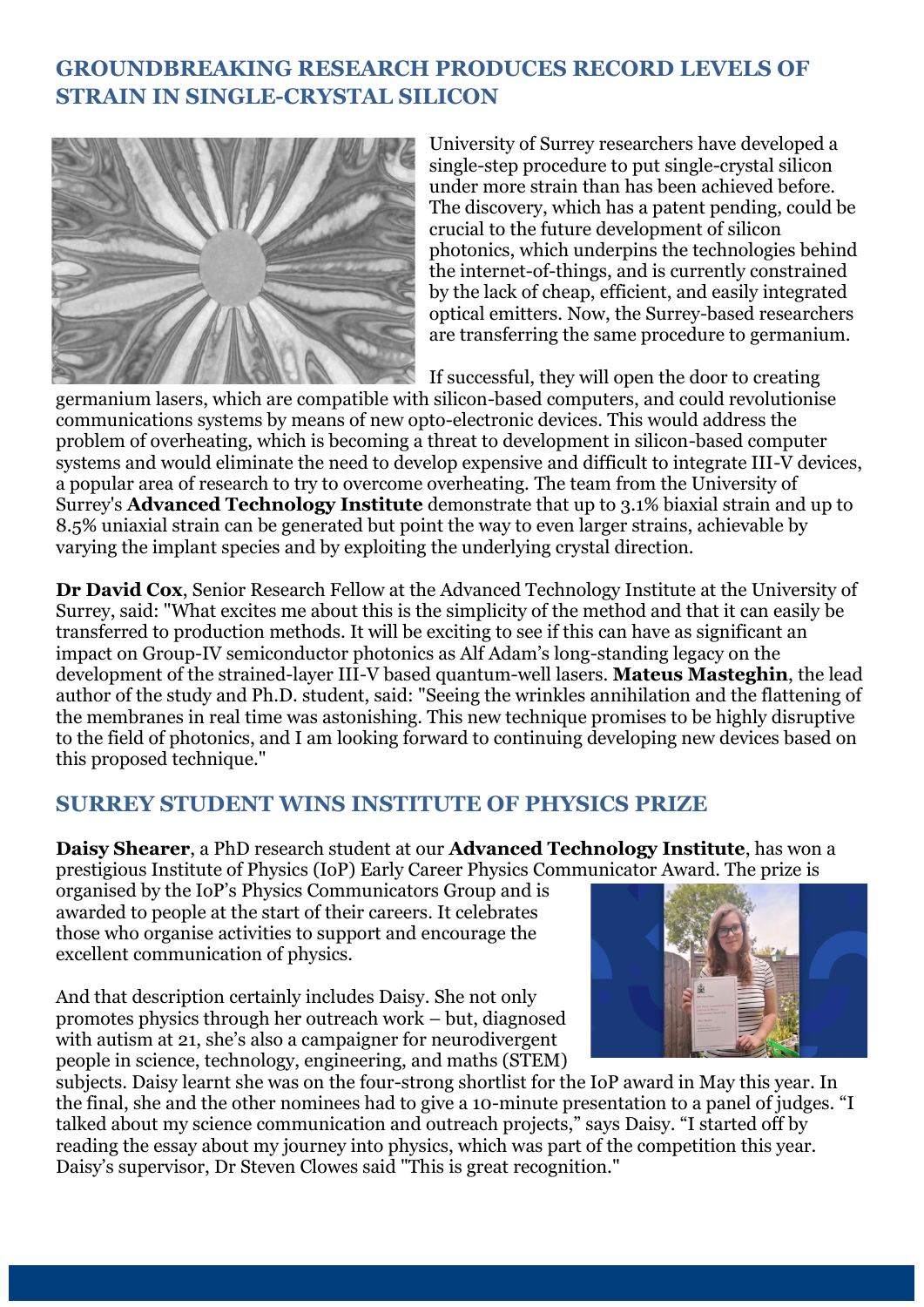## GROUNDBREAKING RESEARCH PRODUCES RECORD LEVELS OF STRAIN IN SINGLE-CRYSTAL SILICON

University of Surrey researchers have developed a single-step procedure to put single-crystal silicon under more strain than has been achieved before. The discovery, which has a patent pending, could be crucial to the future development of silicon photonics, which underpins the technologies behind the internet-of-things, and is currently constrained by the lack of cheap, efficient, and easily integrated optical emitters. Now, the Surrey-based researchers are transferring the same procedure to germanium.

If successful, they will open the door to creating germanium lasers, which are compatible with silicon-based computers, and could revolutionise communications systems by means of new opto-electronic devices. This would address the problem of overheating, which is becoming a threat to development in silicon-based computer systems and would eliminate the need to develop expensive and difficult to integrate III-V devices, a popular area of research to try to overcome overheating. The team from the University of Surrey's **Advanced Technology Institute** demonstrate that up to 3.1% biaxial strain and up to 8.5% uniaxial strain can be generated but point the way to even larger strains, achievable by varying the implant species and by exploiting the underlying crystal direction.

**Dr David Cox**, Senior Research Fellow at the Advanced Technology Institute at the University of Surrey, said: "What excites me about this is the simplicity of the method and that it can easily be transferred to production methods. It will be exciting to see if this can have as significant an impact on Group-IV semiconductor photonics as Alf Adam's long-standing legacy on the development of the strained-layer III-V based quantum-well lasers. **Mateus Masteghin**, the lead author of the study and Ph.D. student, said: "Seeing the wrinkles annihilation and the flattening of the membranes in real time was astonishing. This new technique promises to be highly disruptive to the field of photonics, and I am looking forward to continuing developing new devices based on this proposed technique."

## SURREY STUDENT WINS INSTITUTE OF PHYSICS PRIZE

**Daisy Shearer**, a PhD research student at our **Advanced Technology Institute**, has won a prestigious Institute of Physics (IoP) Early Career Physics Communicator Award. The prize is organised by the IoP's Physics Communicators Group and is awarded to people at the start of their careers. It celebrates those who organise activities to support and encourage the excellent communication of physics.

And that description certainly includes Daisy. She not only promotes physics through her outreach work – but, diagnosed with autism at 21, she's also a campaigner for neurodivergent people in science, technology, engineering, and maths (STEM) subjects. Daisy learnt she was on the four-strong shortlist for the IoP award in May this year. In the final, she and the other nominees had to give a 10-minute presentation to a panel of judges. "I talked about my science communication and outreach projects," says Daisy. "I started off by reading the essay about my journey into physics, which was part of the competition this year. Daisy's supervisor, Dr Steven Clowes said "This is great recognition."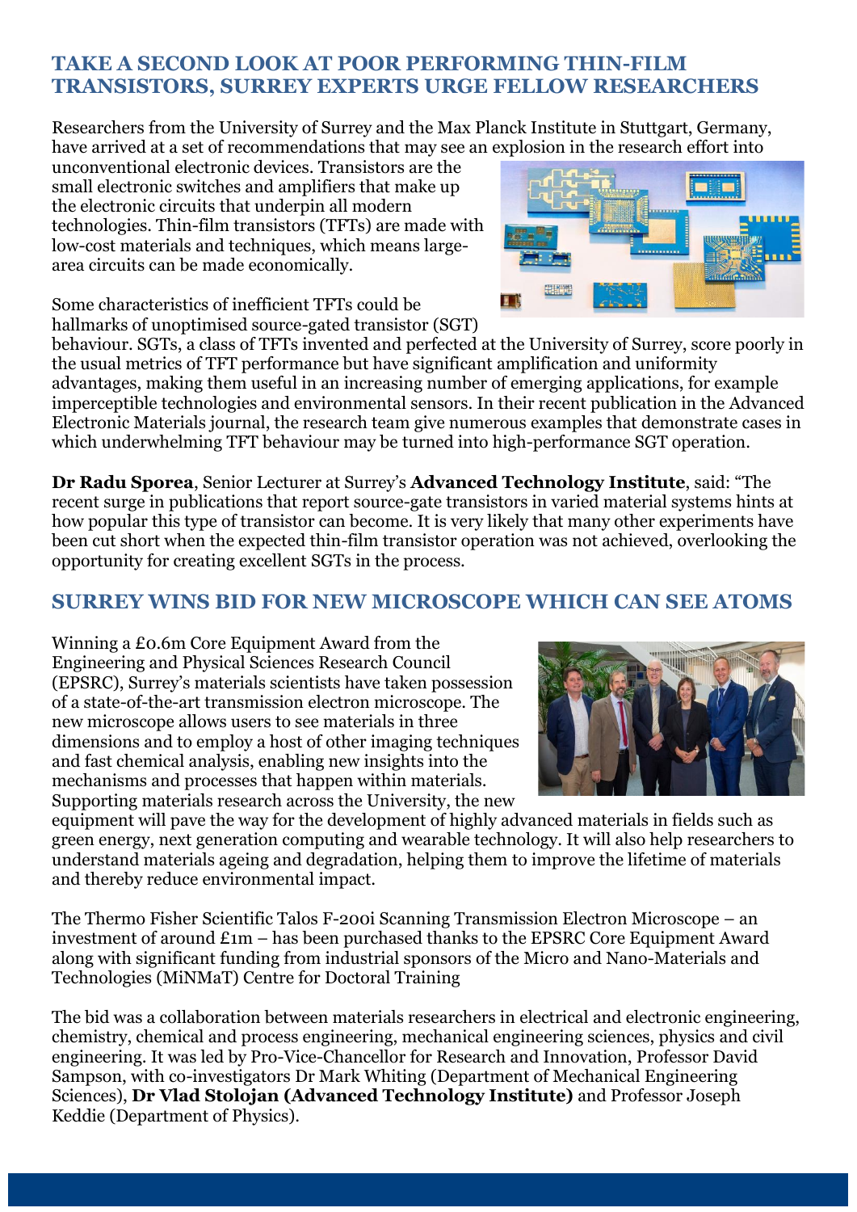## TAKE A SECOND LOOK AT POOR PERFORMING THIN-FILM TRANSISTORS, SURREY EXPERTS URGE FELLOW RESEARCHERS

Researchers from the University of Surrey and the Max Planck Institute in Stuttgart, Germany, have arrived at a set of recommendations that may see an explosion in the research effort into unconventional electronic devices. Transistors are the small electronic switches and amplifiers that make up the electronic circuits that underpin all modern technologies. Thin-film transistors (TFTs) are made with low-cost materials and techniques, which means large-area circuits can be made economically.

Some characteristics of inefficient TFTs could be hallmarks of unoptimised source-gated transistor (SGT) behaviour. SGTs, a class of TFTs invented and perfected at the University of Surrey, score poorly in the usual metrics of TFT performance but have significant amplification and uniformity advantages, making them useful in an increasing number of emerging applications, for example imperceptible technologies and environmental sensors. In their recent publication in the Advanced Electronic Materials journal, the research team give numerous examples that demonstrate cases in which underwhelming TFT behaviour may be turned into high-performance SGT operation.

**Dr Radu Sporea**, Senior Lecturer at Surrey's **Advanced Technology Institute**, said: "The recent surge in publications that report source-gate transistors in varied material systems hints at how popular this type of transistor can become. It is very likely that many other experiments have been cut short when the expected thin-film transistor operation was not achieved, overlooking the opportunity for creating excellent SGTs in the process.

## SURREY WINS BID FOR NEW MICROSCOPE WHICH CAN SEE ATOMS

Winning a £0.6m Core Equipment Award from the Engineering and Physical Sciences Research Council (EPSRC), Surrey's materials scientists have taken possession of a state-of-the-art transmission electron microscope. The new microscope allows users to see materials in three dimensions and to employ a host of other imaging techniques and fast chemical analysis, enabling new insights into the mechanisms and processes that happen within materials. Supporting materials research across the University, the new equipment will pave the way for the development of highly advanced materials in fields such as green energy, next generation computing and wearable technology. It will also help researchers to understand materials ageing and degradation, helping them to improve the lifetime of materials and thereby reduce environmental impact.

The Thermo Fisher Scientific Talos F-200i Scanning Transmission Electron Microscope – an investment of around £1m – has been purchased thanks to the EPSRC Core Equipment Award along with significant funding from industrial sponsors of the Micro and Nano-Materials and Technologies (MiNMaT) Centre for Doctoral Training

The bid was a collaboration between materials researchers in electrical and electronic engineering, chemistry, chemical and process engineering, mechanical engineering sciences, physics and civil engineering. It was led by Pro-Vice-Chancellor for Research and Innovation, Professor David Sampson, with co-investigators Dr Mark Whiting (Department of Mechanical Engineering Sciences), **Dr Vlad Stolojan (Advanced Technology Institute)** and Professor Joseph Keddie (Department of Physics).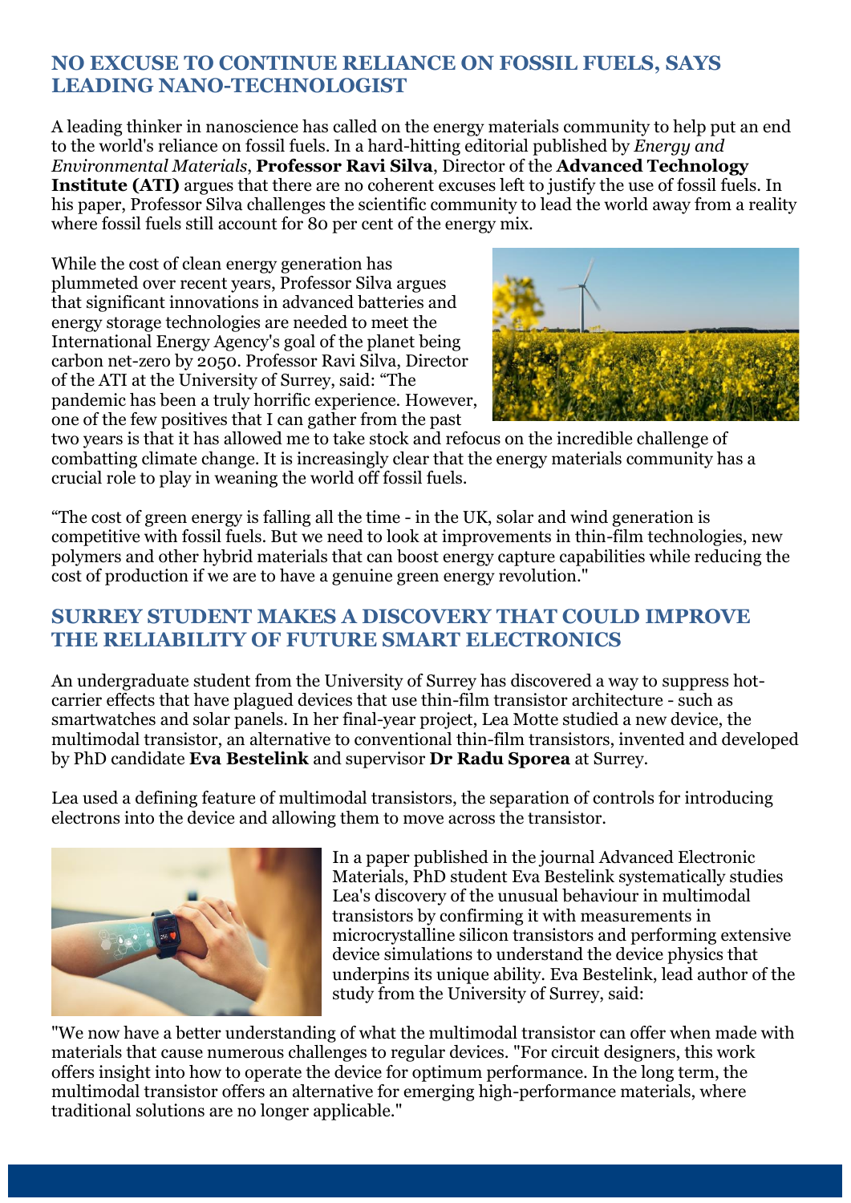## NO EXCUSE TO CONTINUE RELIANCE ON FOSSIL FUELS, SAYS LEADING NANO-TECHNOLOGIST

A leading thinker in nanoscience has called on the energy materials community to help put an end to the world's reliance on fossil fuels. In a hard-hitting editorial published by *Energy and Environmental Materials*, **Professor Ravi Silva**, Director of the **Advanced Technology Institute (ATI)** argues that there are no coherent excuses left to justify the use of fossil fuels. In his paper, Professor Silva challenges the scientific community to lead the world away from a reality where fossil fuels still account for 80 per cent of the energy mix.

While the cost of clean energy generation has plummeted over recent years, Professor Silva argues that significant innovations in advanced batteries and energy storage technologies are needed to meet the International Energy Agency's goal of the planet being carbon net-zero by 2050. Professor Ravi Silva, Director of the ATI at the University of Surrey, said: "The pandemic has been a truly horrific experience. However, one of the few positives that I can gather from the past two years is that it has allowed me to take stock and refocus on the incredible challenge of combatting climate change. It is increasingly clear that the energy materials community has a crucial role to play in weaning the world off fossil fuels.

"The cost of green energy is falling all the time - in the UK, solar and wind generation is competitive with fossil fuels. But we need to look at improvements in thin-film technologies, new polymers and other hybrid materials that can boost energy capture capabilities while reducing the cost of production if we are to have a genuine green energy revolution."

## SURREY STUDENT MAKES A DISCOVERY THAT COULD IMPROVE THE RELIABILITY OF FUTURE SMART ELECTRONICS

An undergraduate student from the University of Surrey has discovered a way to suppress hot-carrier effects that have plagued devices that use thin-film transistor architecture - such as smartwatches and solar panels. In her final-year project, Lea Motte studied a new device, the multimodal transistor, an alternative to conventional thin-film transistors, invented and developed by PhD candidate **Eva Bestelink** and supervisor **Dr Radu Sporea** at Surrey.

Lea used a defining feature of multimodal transistors, the separation of controls for introducing electrons into the device and allowing them to move across the transistor.

In a paper published in the journal Advanced Electronic Materials, PhD student Eva Bestelink systematically studies Lea's discovery of the unusual behaviour in multimodal transistors by confirming it with measurements in microcrystalline silicon transistors and performing extensive device simulations to understand the device physics that underpins its unique ability. Eva Bestelink, lead author of the study from the University of Surrey, said:

"We now have a better understanding of what the multimodal transistor can offer when made with materials that cause numerous challenges to regular devices. "For circuit designers, this work offers insight into how to operate the device for optimum performance. In the long term, the multimodal transistor offers an alternative for emerging high-performance materials, where traditional solutions are no longer applicable."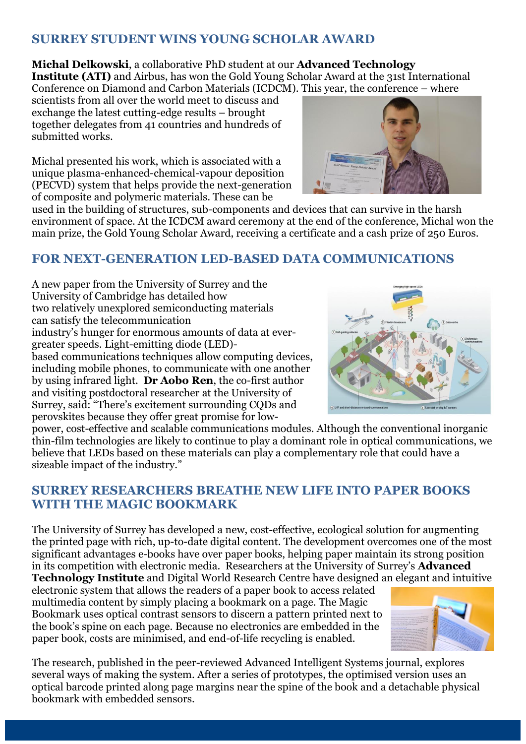## SURREY STUDENT WINS YOUNG SCHOLAR AWARD

**Michal Delkowski**, a collaborative PhD student at our **Advanced Technology Institute (ATI)** and Airbus, has won the Gold Young Scholar Award at the 31st International Conference on Diamond and Carbon Materials (ICDCM). This year, the conference – where scientists from all over the world meet to discuss and exchange the latest cutting-edge results – brought together delegates from 41 countries and hundreds of submitted works.

Michal presented his work, which is associated with a unique plasma-enhanced-chemical-vapour deposition (PECVD) system that helps provide the next-generation of composite and polymeric materials. These can be used in the building of structures, sub-components and devices that can survive in the harsh environment of space. At the ICDCM award ceremony at the end of the conference, Michal won the main prize, the Gold Young Scholar Award, receiving a certificate and a cash prize of 250 Euros.

## FOR NEXT-GENERATION LED-BASED DATA COMMUNICATIONS

A new paper from the University of Surrey and the University of Cambridge has detailed how two relatively unexplored semiconducting materials can satisfy the telecommunication industry's hunger for enormous amounts of data at ever-greater speeds. Light-emitting diode (LED)-based communications techniques allow computing devices, including mobile phones, to communicate with one another by using infrared light. **Dr Aobo Ren**, the co-first author and visiting postdoctoral researcher at the University of Surrey, said: "There's excitement surrounding CQDs and perovskites because they offer great promise for low-power, cost-effective and scalable communications modules. Although the conventional inorganic thin-film technologies are likely to continue to play a dominant role in optical communications, we believe that LEDs based on these materials can play a complementary role that could have a sizeable impact of the industry."

## SURREY RESEARCHERS BREATHE NEW LIFE INTO PAPER BOOKS WITH THE MAGIC BOOKMARK

The University of Surrey has developed a new, cost-effective, ecological solution for augmenting the printed page with rich, up-to-date digital content. The development overcomes one of the most significant advantages e-books have over paper books, helping paper maintain its strong position in its competition with electronic media. Researchers at the University of Surrey's **Advanced Technology Institute** and Digital World Research Centre have designed an elegant and intuitive electronic system that allows the readers of a paper book to access related multimedia content by simply placing a bookmark on a page. The Magic Bookmark uses optical contrast sensors to discern a pattern printed next to the book's spine on each page. Because no electronics are embedded in the paper book, costs are minimised, and end-of-life recycling is enabled.

The research, published in the peer-reviewed Advanced Intelligent Systems journal, explores several ways of making the system. After a series of prototypes, the optimised version uses an optical barcode printed along page margins near the spine of the book and a detachable physical bookmark with embedded sensors.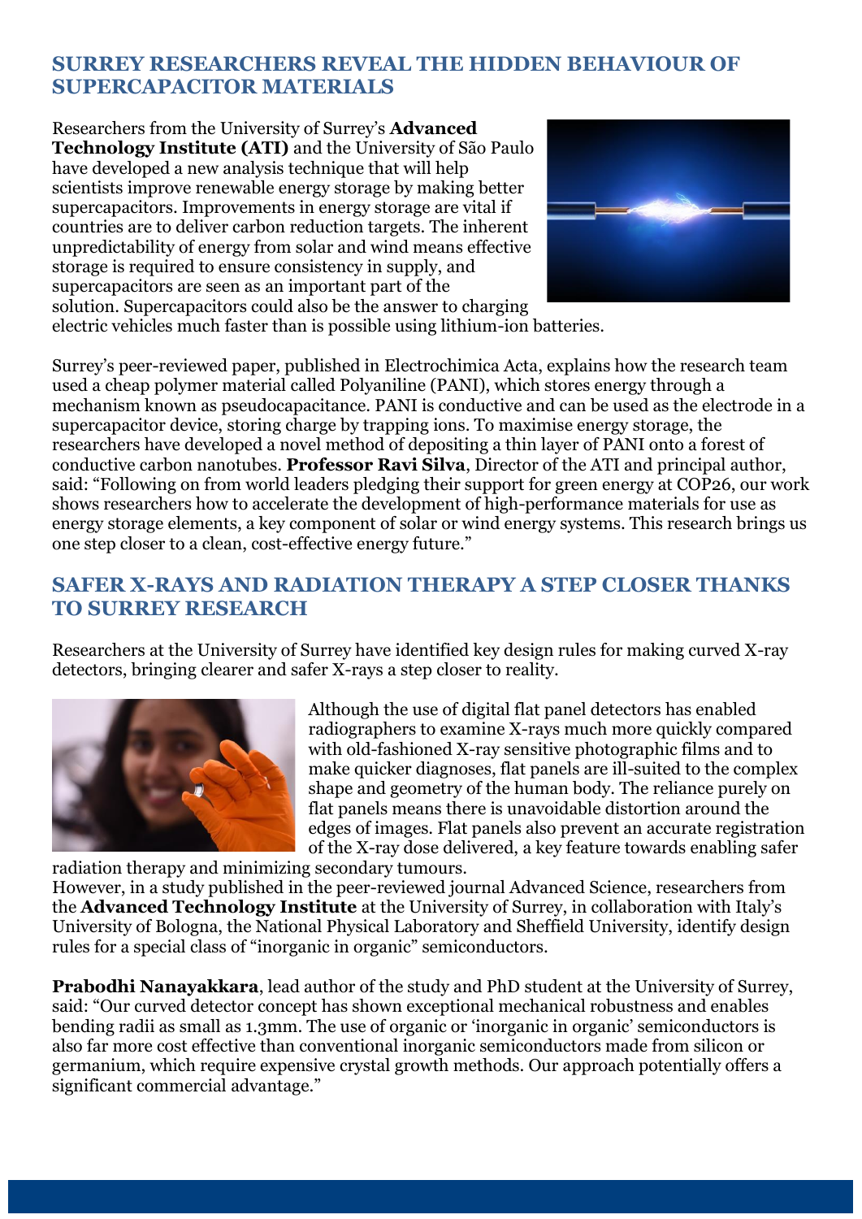## SURREY RESEARCHERS REVEAL THE HIDDEN BEHAVIOUR OF SUPERCAPACITOR MATERIALS

Researchers from the University of Surrey's **Advanced Technology Institute (ATI)** and the University of São Paulo have developed a new analysis technique that will help scientists improve renewable energy storage by making better supercapacitors. Improvements in energy storage are vital if countries are to deliver carbon reduction targets. The inherent unpredictability of energy from solar and wind means effective storage is required to ensure consistency in supply, and supercapacitors are seen as an important part of the solution. Supercapacitors could also be the answer to charging electric vehicles much faster than is possible using lithium-ion batteries.

Surrey's peer-reviewed paper, published in Electrochimica Acta, explains how the research team used a cheap polymer material called Polyaniline (PANI), which stores energy through a mechanism known as pseudocapacitance. PANI is conductive and can be used as the electrode in a supercapacitor device, storing charge by trapping ions. To maximise energy storage, the researchers have developed a novel method of depositing a thin layer of PANI onto a forest of conductive carbon nanotubes. **Professor Ravi Silva**, Director of the ATI and principal author, said: "Following on from world leaders pledging their support for green energy at COP26, our work shows researchers how to accelerate the development of high-performance materials for use as energy storage elements, a key component of solar or wind energy systems. This research brings us one step closer to a clean, cost-effective energy future."

## SAFER X-RAYS AND RADIATION THERAPY A STEP CLOSER THANKS TO SURREY RESEARCH

Researchers at the University of Surrey have identified key design rules for making curved X-ray detectors, bringing clearer and safer X-rays a step closer to reality.

Although the use of digital flat panel detectors has enabled radiographers to examine X-rays much more quickly compared with old-fashioned X-ray sensitive photographic films and to make quicker diagnoses, flat panels are ill-suited to the complex shape and geometry of the human body. The reliance purely on flat panels means there is unavoidable distortion around the edges of images. Flat panels also prevent an accurate registration of the X-ray dose delivered, a key feature towards enabling safer radiation therapy and minimizing secondary tumours.

However, in a study published in the peer-reviewed journal Advanced Science, researchers from the **Advanced Technology Institute** at the University of Surrey, in collaboration with Italy's University of Bologna, the National Physical Laboratory and Sheffield University, identify design rules for a special class of "inorganic in organic" semiconductors.

**Prabodhi Nanayakkara**, lead author of the study and PhD student at the University of Surrey, said: "Our curved detector concept has shown exceptional mechanical robustness and enables bending radii as small as 1.3mm. The use of organic or 'inorganic in organic' semiconductors is also far more cost effective than conventional inorganic semiconductors made from silicon or germanium, which require expensive crystal growth methods. Our approach potentially offers a significant commercial advantage."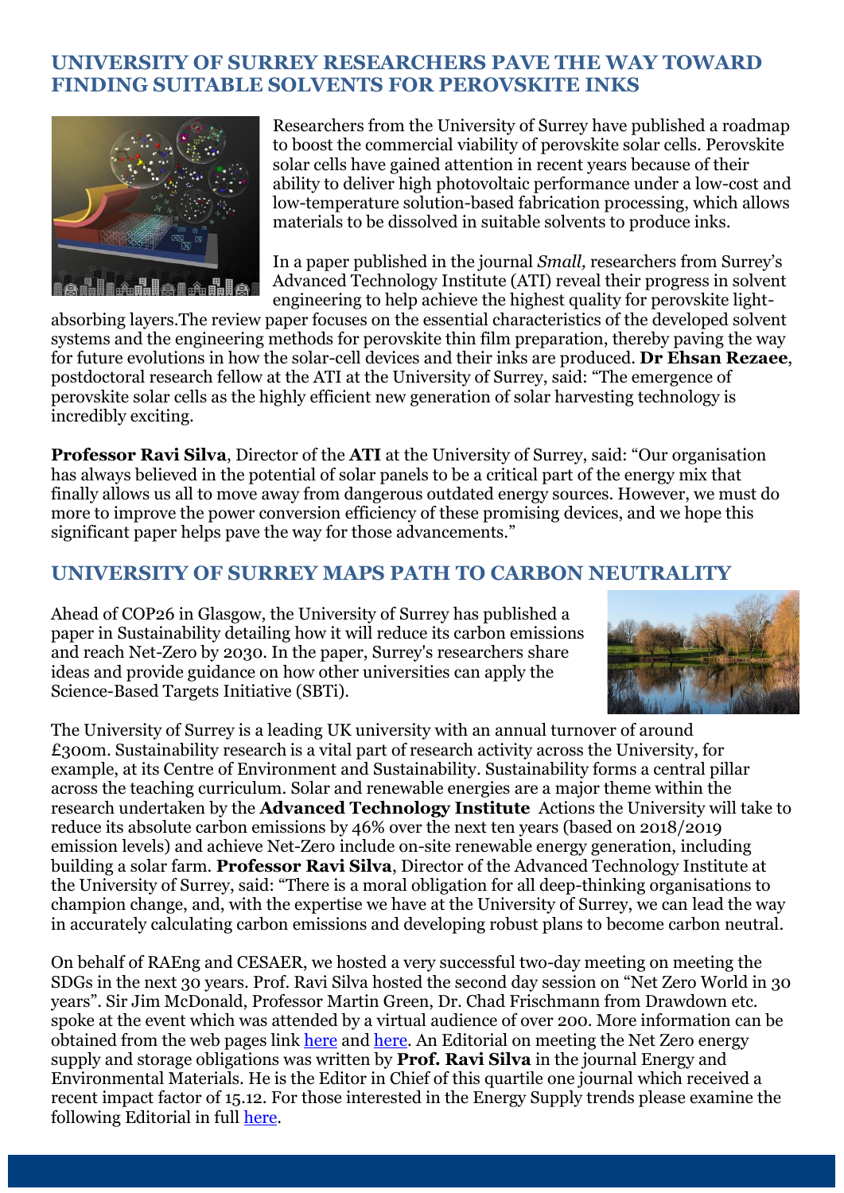## UNIVERSITY OF SURREY RESEARCHERS PAVE THE WAY TOWARD FINDING SUITABLE SOLVENTS FOR PEROVSKITE INKS

Researchers from the University of Surrey have published a roadmap to boost the commercial viability of perovskite solar cells. Perovskite solar cells have gained attention in recent years because of their ability to deliver high photovoltaic performance under a low-cost and low-temperature solution-based fabrication processing, which allows materials to be dissolved in suitable solvents to produce inks.

In a paper published in the journal *Small,* researchers from Surrey's Advanced Technology Institute (ATI) reveal their progress in solvent engineering to help achieve the highest quality for perovskite light-absorbing layers.The review paper focuses on the essential characteristics of the developed solvent systems and the engineering methods for perovskite thin film preparation, thereby paving the way for future evolutions in how the solar-cell devices and their inks are produced. **Dr Ehsan Rezaee**, postdoctoral research fellow at the ATI at the University of Surrey, said: "The emergence of perovskite solar cells as the highly efficient new generation of solar harvesting technology is incredibly exciting.

**Professor Ravi Silva**, Director of the **ATI** at the University of Surrey, said: "Our organisation has always believed in the potential of solar panels to be a critical part of the energy mix that finally allows us all to move away from dangerous outdated energy sources. However, we must do more to improve the power conversion efficiency of these promising devices, and we hope this significant paper helps pave the way for those advancements."

## UNIVERSITY OF SURREY MAPS PATH TO CARBON NEUTRALITY

Ahead of COP26 in Glasgow, the University of Surrey has published a paper in Sustainability detailing how it will reduce its carbon emissions and reach Net-Zero by 2030. In the paper, Surrey's researchers share ideas and provide guidance on how other universities can apply the Science-Based Targets Initiative (SBTi).

The University of Surrey is a leading UK university with an annual turnover of around £300m. Sustainability research is a vital part of research activity across the University, for example, at its Centre of Environment and Sustainability. Sustainability forms a central pillar across the teaching curriculum. Solar and renewable energies are a major theme within the research undertaken by the **Advanced Technology Institute** Actions the University will take to reduce its absolute carbon emissions by 46% over the next ten years (based on 2018/2019 emission levels) and achieve Net-Zero include on-site renewable energy generation, including building a solar farm. **Professor Ravi Silva**, Director of the Advanced Technology Institute at the University of Surrey, said: "There is a moral obligation for all deep-thinking organisations to champion change, and, with the expertise we have at the University of Surrey, we can lead the way in accurately calculating carbon emissions and developing robust plans to become carbon neutral.

On behalf of RAEng and CESAER, we hosted a very successful two-day meeting on meeting the SDGs in the next 30 years. Prof. Ravi Silva hosted the second day session on "Net Zero World in 30 years". Sir Jim McDonald, Professor Martin Green, Dr. Chad Frischmann from Drawdown etc. spoke at the event which was attended by a virtual audience of over 200. More information can be obtained from the web pages link here and here. An Editorial on meeting the Net Zero energy supply and storage obligations was written by **Prof. Ravi Silva** in the journal Energy and Environmental Materials. He is the Editor in Chief of this quartile one journal which received a recent impact factor of 15.12. For those interested in the Energy Supply trends please examine the following Editorial in full here.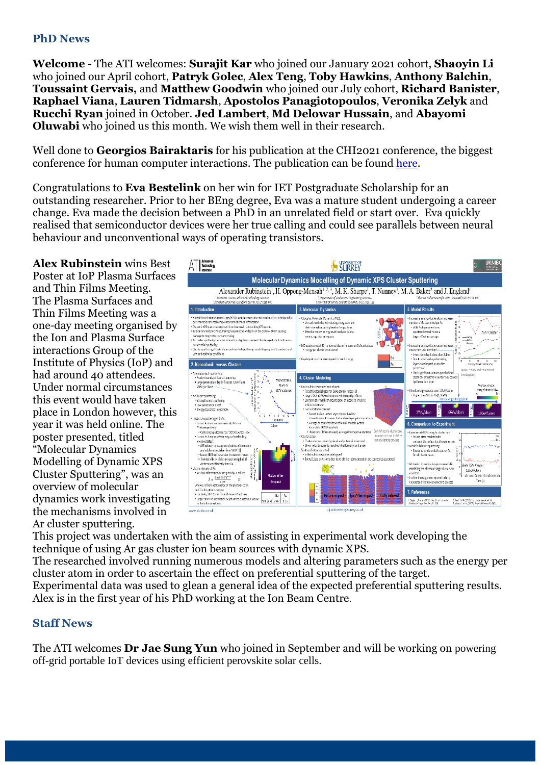## PhD News

**Welcome** - The ATI welcomes: **Surajit Kar** who joined our January 2021 cohort, **Shaoyin Li** who joined our April cohort, **Patryk Golec**, **Alex Teng**, **Toby Hawkins**, **Anthony Balchin**, **Toussaint Gervais,** and **Matthew Goodwin** who joined our July cohort, **Richard Banister**, **Raphael Viana**, **Lauren Tidmarsh**, **Apostolos Panagiotopoulos**, **Veronika Zelyk** and **Rucchi Ryan** joined in October. **Jed Lambert**, **Md Delowar Hussain**, and **Abayomi Oluwabi** who joined us this month. We wish them well in their research.

Well done to **Georgios Bairaktaris** for his publication at the CHI2021 conference, the biggest conference for human computer interactions. The publication can be found here.

Congratulations to **Eva Bestelink** on her win for IET Postgraduate Scholarship for an outstanding researcher. Prior to her BEng degree, Eva was a mature student undergoing a career change. Eva made the decision between a PhD in an unrelated field or start over. Eva quickly realised that semiconductor devices were her true calling and could see parallels between neural behaviour and unconventional ways of operating transistors.

**Alex Rubinstein** wins Best Poster at IoP Plasma Surfaces and Thin Films Meeting. The Plasma Surfaces and Thin Films Meeting was a one-day meeting organised by the Ion and Plasma Surface interactions Group of the Institute of Physics (IoP) and had around 40 attendees. Under normal circumstances this event would have taken place in London however, this year it was held online. The poster presented, titled "Molecular Dynamics Modelling of Dynamic XPS Cluster Sputtering", was an overview of molecular dynamics work investigating the mechanisms involved in Ar cluster sputtering.

This project was undertaken with the aim of assisting in experimental work developing the technique of using Ar gas cluster ion beam sources with dynamic XPS.

The researched involved running numerous models and altering parameters such as the energy per cluster atom in order to ascertain the effect on preferential sputtering of the target.

Experimental data was used to glean a general idea of the expected preferential sputtering results. Alex is in the first year of his PhD working at the Ion Beam Centre.

## Staff News

The ATI welcomes **Dr Jae Sung Yun** who joined in September and will be working on powering off-grid portable IoT devices using efficient perovskite solar cells.